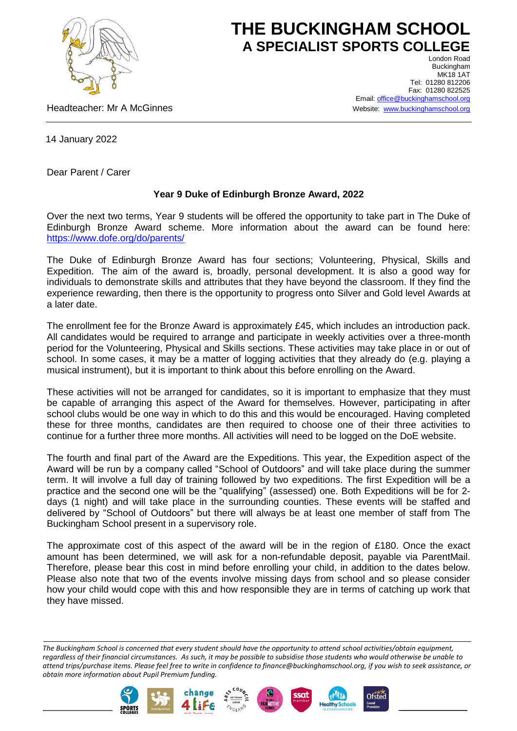# THE BUCKINGHAM SCHOOL
## A SPECIALIST SPORTS COLLEGE

London Road
Buckingham
MK18 1AT
Tel: 01280 812206
Fax: 01280 822525
Email: office@buckinghamschool.org
Website: www.buckinghamschool.org

Headteacher: Mr A McGinnes

14 January 2022

Dear Parent / Carer

**Year 9 Duke of Edinburgh Bronze Award, 2022**

Over the next two terms, Year 9 students will be offered the opportunity to take part in The Duke of Edinburgh Bronze Award scheme. More information about the award can be found here: https://www.dofe.org/do/parents/

The Duke of Edinburgh Bronze Award has four sections; Volunteering, Physical, Skills and Expedition. The aim of the award is, broadly, personal development. It is also a good way for individuals to demonstrate skills and attributes that they have beyond the classroom. If they find the experience rewarding, then there is the opportunity to progress onto Silver and Gold level Awards at a later date.

The enrollment fee for the Bronze Award is approximately £45, which includes an introduction pack. All candidates would be required to arrange and participate in weekly activities over a three-month period for the Volunteering, Physical and Skills sections. These activities may take place in or out of school. In some cases, it may be a matter of logging activities that they already do (e.g. playing a musical instrument), but it is important to think about this before enrolling on the Award.

These activities will not be arranged for candidates, so it is important to emphasize that they must be capable of arranging this aspect of the Award for themselves. However, participating in after school clubs would be one way in which to do this and this would be encouraged. Having completed these for three months, candidates are then required to choose one of their three activities to continue for a further three more months. All activities will need to be logged on the DoE website.

The fourth and final part of the Award are the Expeditions. This year, the Expedition aspect of the Award will be run by a company called "School of Outdoors" and will take place during the summer term. It will involve a full day of training followed by two expeditions. The first Expedition will be a practice and the second one will be the "qualifying" (assessed) one. Both Expeditions will be for 2-days (1 night) and will take place in the surrounding counties. These events will be staffed and delivered by "School of Outdoors" but there will always be at least one member of staff from The Buckingham School present in a supervisory role.

The approximate cost of this aspect of the award will be in the region of £180. Once the exact amount has been determined, we will ask for a non-refundable deposit, payable via ParentMail. Therefore, please bear this cost in mind before enrolling your child, in addition to the dates below. Please also note that two of the events involve missing days from school and so please consider how your child would cope with this and how responsible they are in terms of catching up work that they have missed.

*The Buckingham School is concerned that every student should have the opportunity to attend school activities/obtain equipment, regardless of their financial circumstances. As such, it may be possible to subsidise those students who would otherwise be unable to attend trips/purchase items. Please feel free to write in confidence to finance@buckinghamschool.org, if you wish to seek assistance, or obtain more information about Pupil Premium funding.*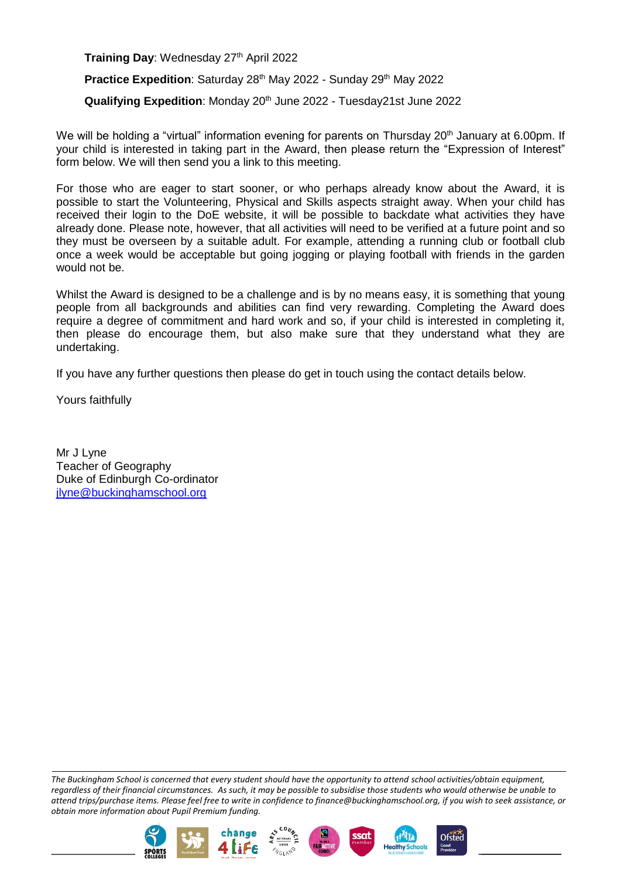**Training Day**: Wednesday 27th April 2022

**Practice Expedition**: Saturday 28th May 2022 - Sunday 29th May 2022

**Qualifying Expedition**: Monday 20th June 2022 - Tuesday21st June 2022

We will be holding a "virtual" information evening for parents on Thursday 20th January at 6.00pm. If your child is interested in taking part in the Award, then please return the "Expression of Interest" form below. We will then send you a link to this meeting.

For those who are eager to start sooner, or who perhaps already know about the Award, it is possible to start the Volunteering, Physical and Skills aspects straight away. When your child has received their login to the DoE website, it will be possible to backdate what activities they have already done. Please note, however, that all activities will need to be verified at a future point and so they must be overseen by a suitable adult. For example, attending a running club or football club once a week would be acceptable but going jogging or playing football with friends in the garden would not be.

Whilst the Award is designed to be a challenge and is by no means easy, it is something that young people from all backgrounds and abilities can find very rewarding. Completing the Award does require a degree of commitment and hard work and so, if your child is interested in completing it, then please do encourage them, but also make sure that they understand what they are undertaking.

If you have any further questions then please do get in touch using the contact details below.

Yours faithfully

Mr J Lyne
Teacher of Geography
Duke of Edinburgh Co-ordinator
jlyne@buckinghamschool.org

*The Buckingham School is concerned that every student should have the opportunity to attend school activities/obtain equipment, regardless of their financial circumstances. As such, it may be possible to subsidise those students who would otherwise be unable to attend trips/purchase items. Please feel free to write in confidence to finance@buckinghamschool.org, if you wish to seek assistance, or obtain more information about Pupil Premium funding.*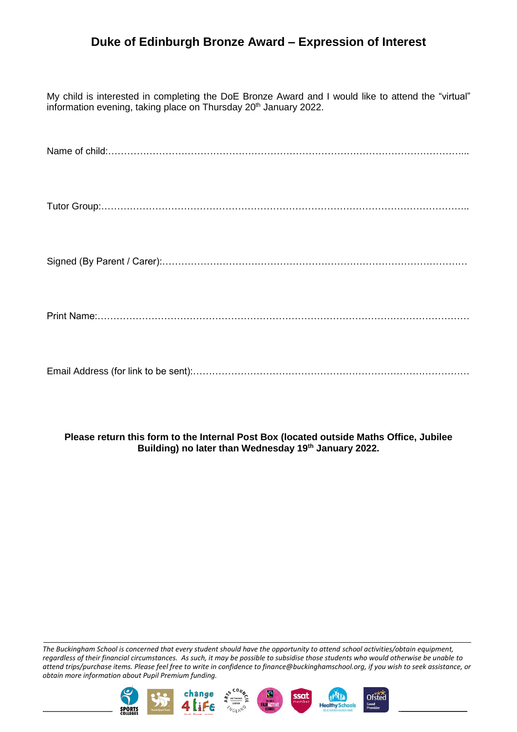# Duke of Edinburgh Bronze Award – Expression of Interest

My child is interested in completing the DoE Bronze Award and I would like to attend the "virtual" information evening, taking place on Thursday 20th January 2022.

Name of child:……………………………………………………………………………………………...

Tutor Group:……………………………………………………………………………………………..

Signed (By Parent / Carer):…………………………………………………………………………….

Print Name:………………………………………………………………………………………………

Email Address (for link to be sent):……………………………………………………………………

**Please return this form to the Internal Post Box (located outside Maths Office, Jubilee Building) no later than Wednesday 19th January 2022.**

*The Buckingham School is concerned that every student should have the opportunity to attend school activities/obtain equipment, regardless of their financial circumstances. As such, it may be possible to subsidise those students who would otherwise be unable to attend trips/purchase items. Please feel free to write in confidence to finance@buckinghamschool.org, if you wish to seek assistance, or obtain more information about Pupil Premium funding.*